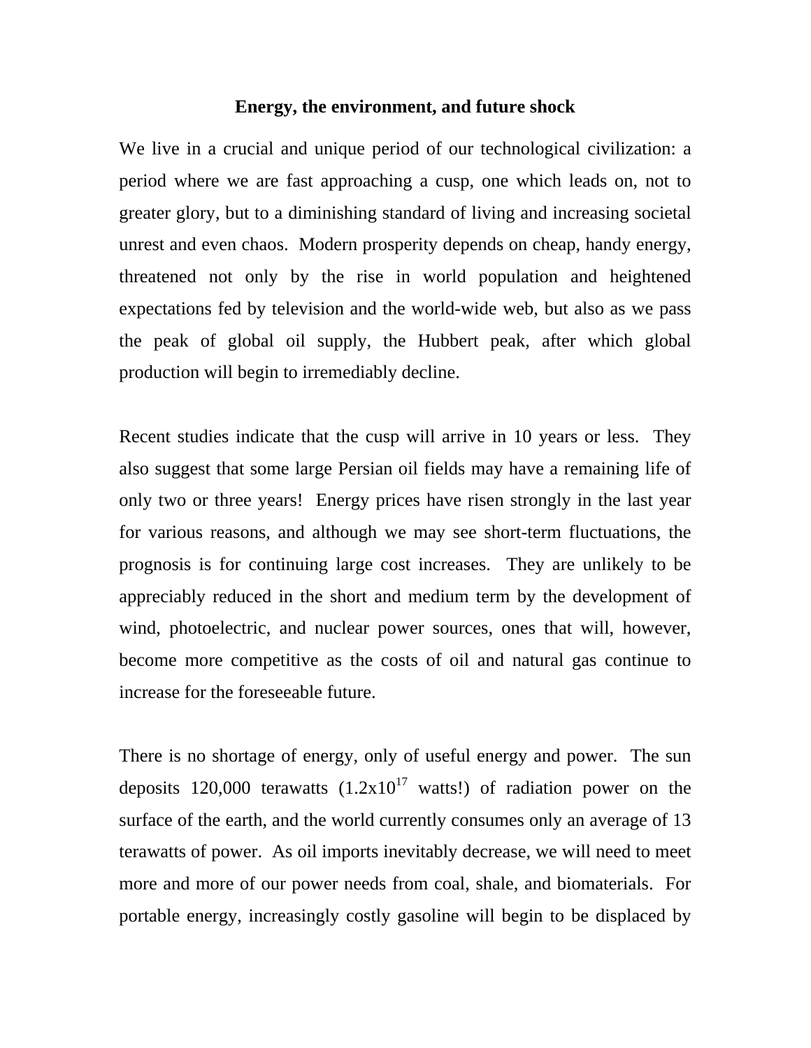# Energy, the environment, and future shock

We live in a crucial and unique period of our technological civilization: a period where we are fast approaching a cusp, one which leads on, not to greater glory, but to a diminishing standard of living and increasing societal unrest and even chaos. Modern prosperity depends on cheap, handy energy, threatened not only by the rise in world population and heightened expectations fed by television and the world-wide web, but also as we pass the peak of global oil supply, the Hubbert peak, after which global production will begin to irremediably decline.

Recent studies indicate that the cusp will arrive in 10 years or less. They also suggest that some large Persian oil fields may have a remaining life of only two or three years! Energy prices have risen strongly in the last year for various reasons, and although we may see short-term fluctuations, the prognosis is for continuing large cost increases. They are unlikely to be appreciably reduced in the short and medium term by the development of wind, photoelectric, and nuclear power sources, ones that will, however, become more competitive as the costs of oil and natural gas continue to increase for the foreseeable future.

There is no shortage of energy, only of useful energy and power. The sun deposits 120,000 terawatts ($1.2 \times 10^{17}$ watts!) of radiation power on the surface of the earth, and the world currently consumes only an average of 13 terawatts of power. As oil imports inevitably decrease, we will need to meet more and more of our power needs from coal, shale, and biomaterials. For portable energy, increasingly costly gasoline will begin to be displaced by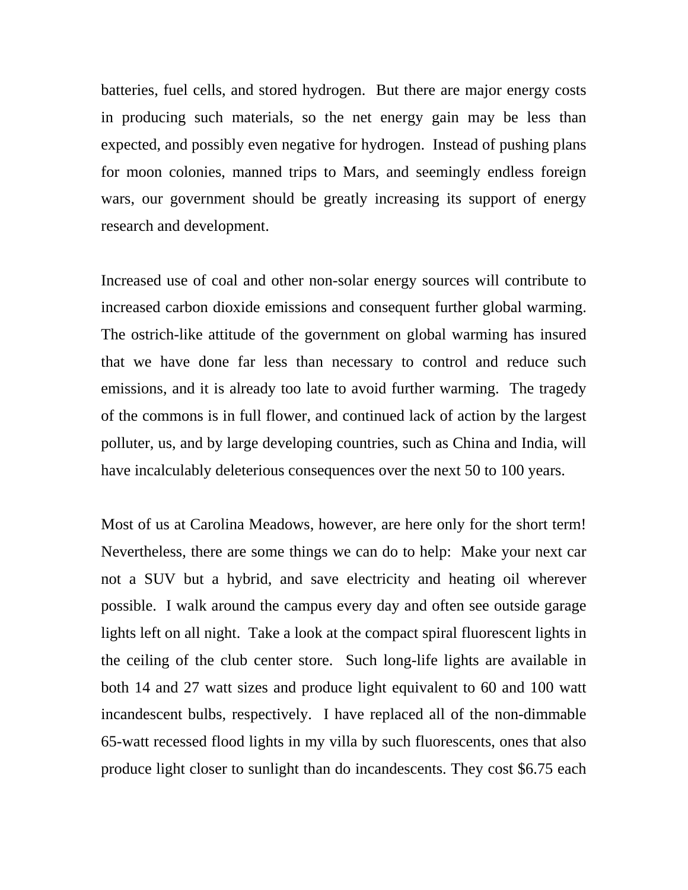batteries, fuel cells, and stored hydrogen. But there are major energy costs in producing such materials, so the net energy gain may be less than expected, and possibly even negative for hydrogen. Instead of pushing plans for moon colonies, manned trips to Mars, and seemingly endless foreign wars, our government should be greatly increasing its support of energy research and development.

Increased use of coal and other non-solar energy sources will contribute to increased carbon dioxide emissions and consequent further global warming. The ostrich-like attitude of the government on global warming has insured that we have done far less than necessary to control and reduce such emissions, and it is already too late to avoid further warming. The tragedy of the commons is in full flower, and continued lack of action by the largest polluter, us, and by large developing countries, such as China and India, will have incalculably deleterious consequences over the next 50 to 100 years.

Most of us at Carolina Meadows, however, are here only for the short term! Nevertheless, there are some things we can do to help: Make your next car not a SUV but a hybrid, and save electricity and heating oil wherever possible. I walk around the campus every day and often see outside garage lights left on all night. Take a look at the compact spiral fluorescent lights in the ceiling of the club center store. Such long-life lights are available in both 14 and 27 watt sizes and produce light equivalent to 60 and 100 watt incandescent bulbs, respectively. I have replaced all of the non-dimmable 65-watt recessed flood lights in my villa by such fluorescents, ones that also produce light closer to sunlight than do incandescents. They cost $6.75 each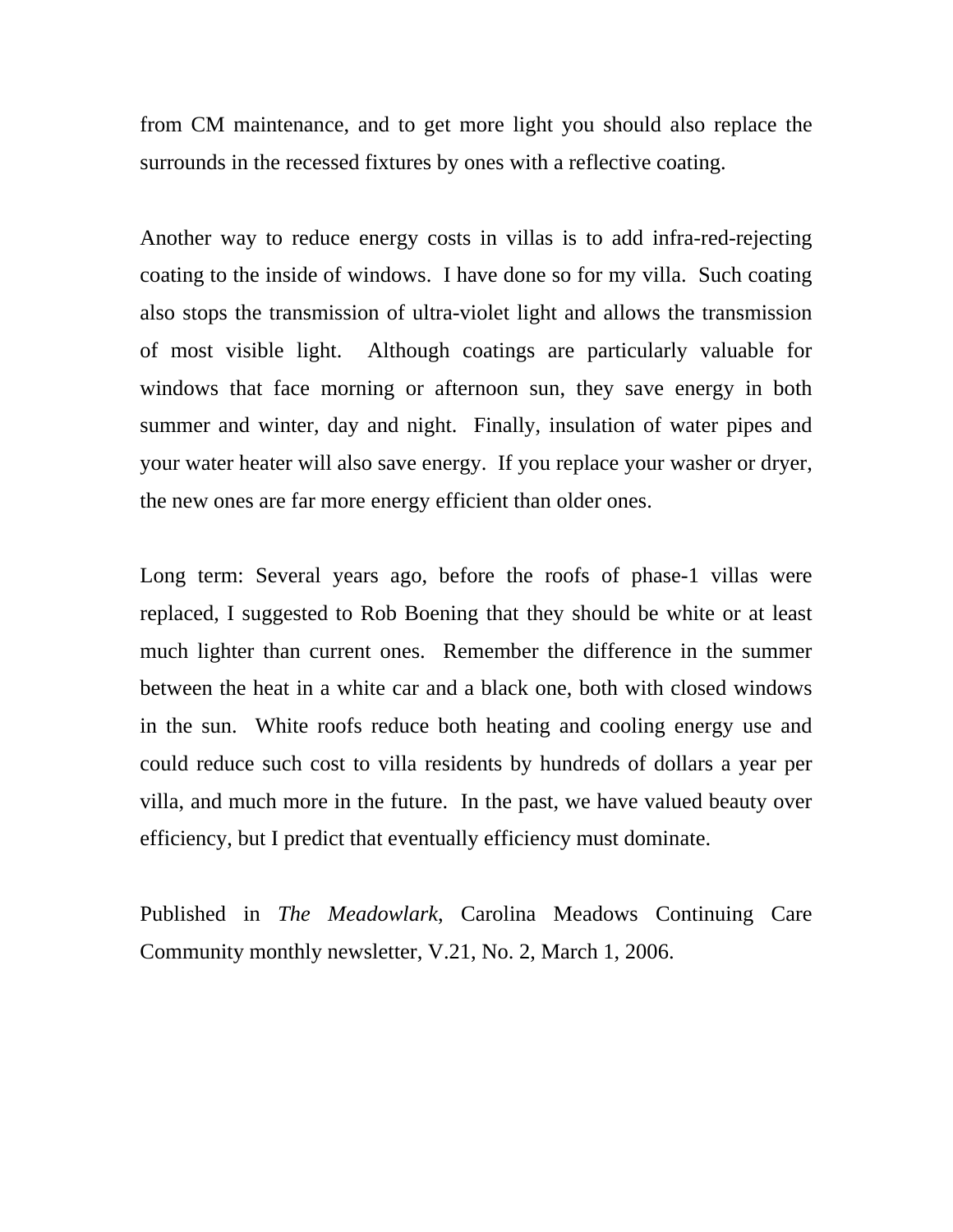from CM maintenance, and to get more light you should also replace the surrounds in the recessed fixtures by ones with a reflective coating.

Another way to reduce energy costs in villas is to add infra-red-rejecting coating to the inside of windows. I have done so for my villa. Such coating also stops the transmission of ultra-violet light and allows the transmission of most visible light. Although coatings are particularly valuable for windows that face morning or afternoon sun, they save energy in both summer and winter, day and night. Finally, insulation of water pipes and your water heater will also save energy. If you replace your washer or dryer, the new ones are far more energy efficient than older ones.

Long term: Several years ago, before the roofs of phase-1 villas were replaced, I suggested to Rob Boening that they should be white or at least much lighter than current ones. Remember the difference in the summer between the heat in a white car and a black one, both with closed windows in the sun. White roofs reduce both heating and cooling energy use and could reduce such cost to villa residents by hundreds of dollars a year per villa, and much more in the future. In the past, we have valued beauty over efficiency, but I predict that eventually efficiency must dominate.

Published in *The Meadowlark*, Carolina Meadows Continuing Care Community monthly newsletter, V.21, No. 2, March 1, 2006.